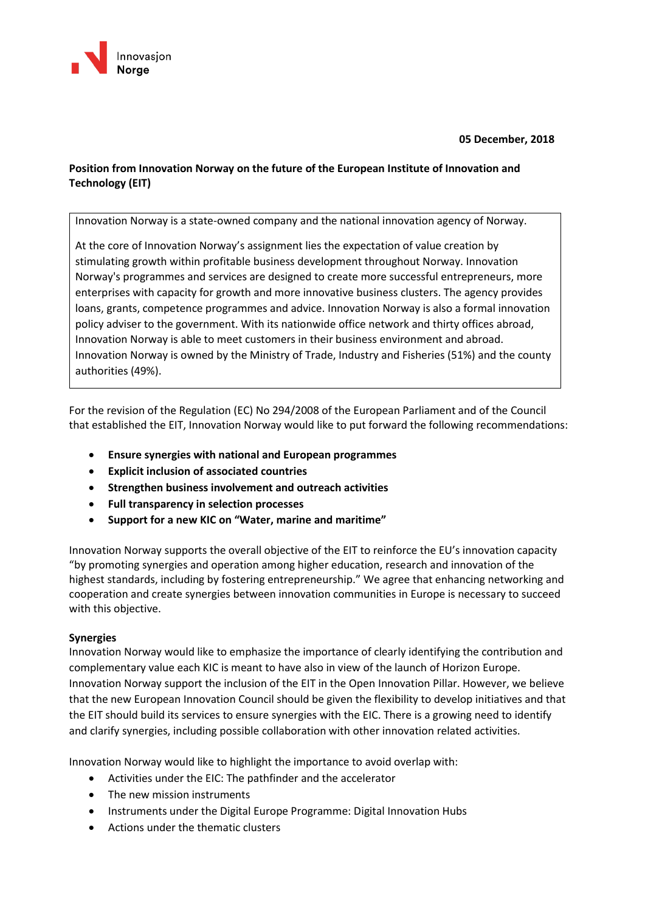Innovasjon Norge

**05 December, 2018**

**Position from Innovation Norway on the future of the European Institute of Innovation and Technology (EIT)**

Innovation Norway is a state-owned company and the national innovation agency of Norway.

At the core of Innovation Norway's assignment lies the expectation of value creation by stimulating growth within profitable business development throughout Norway. Innovation Norway's programmes and services are designed to create more successful entrepreneurs, more enterprises with capacity for growth and more innovative business clusters. The agency provides loans, grants, competence programmes and advice. Innovation Norway is also a formal innovation policy adviser to the government. With its nationwide office network and thirty offices abroad, Innovation Norway is able to meet customers in their business environment and abroad. Innovation Norway is owned by the Ministry of Trade, Industry and Fisheries (51%) and the county authorities (49%).

For the revision of the Regulation (EC) No 294/2008 of the European Parliament and of the Council that established the EIT, Innovation Norway would like to put forward the following recommendations:

- **Ensure synergies with national and European programmes**
- **Explicit inclusion of associated countries**
- **Strengthen business involvement and outreach activities**
- **Full transparency in selection processes**
- **Support for a new KIC on "Water, marine and maritime"**

Innovation Norway supports the overall objective of the EIT to reinforce the EU's innovation capacity "by promoting synergies and operation among higher education, research and innovation of the highest standards, including by fostering entrepreneurship." We agree that enhancing networking and cooperation and create synergies between innovation communities in Europe is necessary to succeed with this objective.

**Synergies**

Innovation Norway would like to emphasize the importance of clearly identifying the contribution and complementary value each KIC is meant to have also in view of the launch of Horizon Europe. Innovation Norway support the inclusion of the EIT in the Open Innovation Pillar. However, we believe that the new European Innovation Council should be given the flexibility to develop initiatives and that the EIT should build its services to ensure synergies with the EIC. There is a growing need to identify and clarify synergies, including possible collaboration with other innovation related activities.

Innovation Norway would like to highlight the importance to avoid overlap with:

- Activities under the EIC: The pathfinder and the accelerator
- The new mission instruments
- Instruments under the Digital Europe Programme: Digital Innovation Hubs
- Actions under the thematic clusters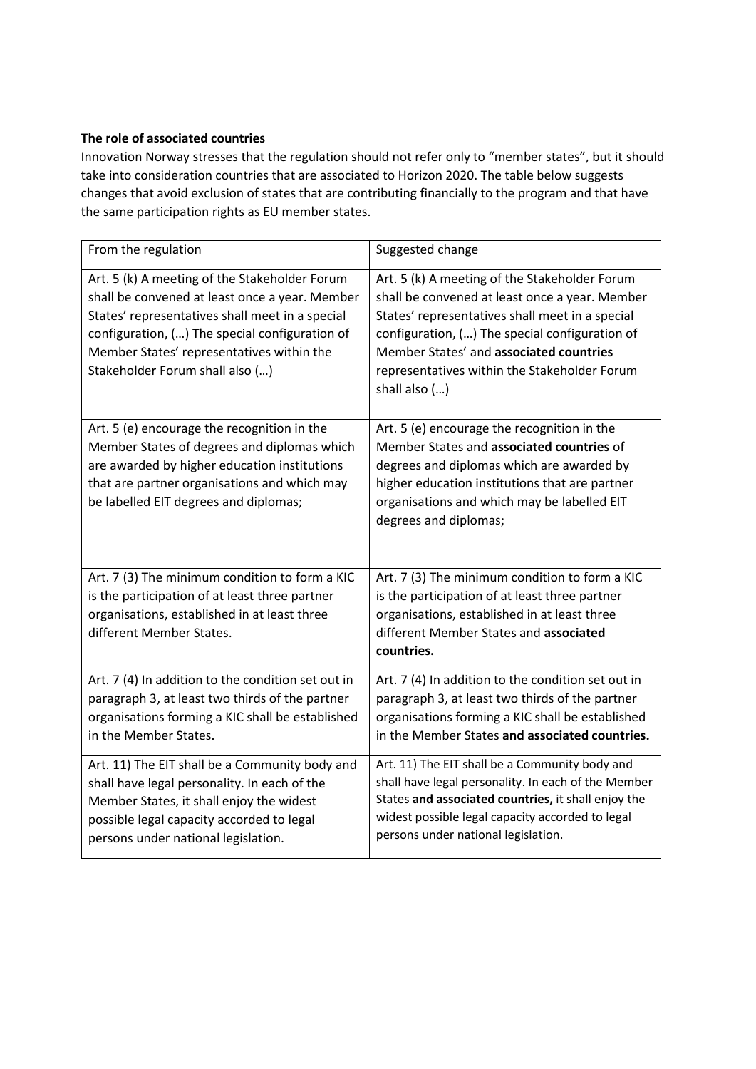**The role of associated countries**

Innovation Norway stresses that the regulation should not refer only to "member states", but it should take into consideration countries that are associated to Horizon 2020. The table below suggests changes that avoid exclusion of states that are contributing financially to the program and that have the same participation rights as EU member states.

| From the regulation | Suggested change |
| --- | --- |
| Art. 5 (k) A meeting of the Stakeholder Forum shall be convened at least once a year. Member States' representatives shall meet in a special configuration, (…) The special configuration of Member States' representatives within the Stakeholder Forum shall also (…) | Art. 5 (k) A meeting of the Stakeholder Forum shall be convened at least once a year. Member States' representatives shall meet in a special configuration, (…) The special configuration of Member States' and **associated countries** representatives within the Stakeholder Forum shall also (…) |
| Art. 5 (e) encourage the recognition in the Member States of degrees and diplomas which are awarded by higher education institutions that are partner organisations and which may be labelled EIT degrees and diplomas; | Art. 5 (e) encourage the recognition in the Member States and **associated countries** of degrees and diplomas which are awarded by higher education institutions that are partner organisations and which may be labelled EIT degrees and diplomas; |
| Art. 7 (3) The minimum condition to form a KIC is the participation of at least three partner organisations, established in at least three different Member States. | Art. 7 (3) The minimum condition to form a KIC is the participation of at least three partner organisations, established in at least three different Member States and **associated countries.** |
| Art. 7 (4) In addition to the condition set out in paragraph 3, at least two thirds of the partner organisations forming a KIC shall be established in the Member States. | Art. 7 (4) In addition to the condition set out in paragraph 3, at least two thirds of the partner organisations forming a KIC shall be established in the Member States **and associated countries.** |
| Art. 11) The EIT shall be a Community body and shall have legal personality. In each of the Member States, it shall enjoy the widest possible legal capacity accorded to legal persons under national legislation. | Art. 11) The EIT shall be a Community body and shall have legal personality. In each of the Member States **and associated countries,** it shall enjoy the widest possible legal capacity accorded to legal persons under national legislation. |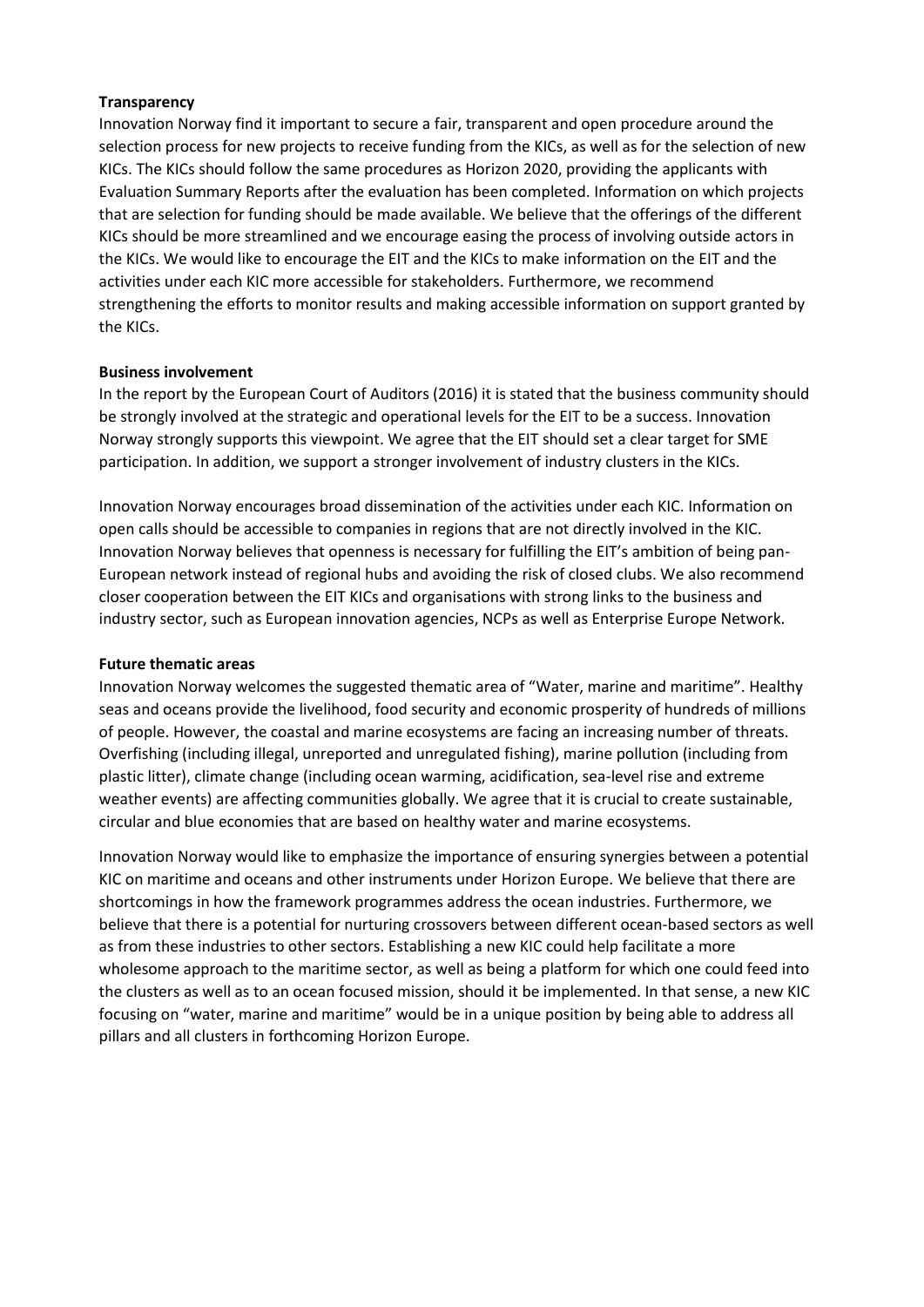**Transparency**

Innovation Norway find it important to secure a fair, transparent and open procedure around the selection process for new projects to receive funding from the KICs, as well as for the selection of new KICs. The KICs should follow the same procedures as Horizon 2020, providing the applicants with Evaluation Summary Reports after the evaluation has been completed. Information on which projects that are selection for funding should be made available. We believe that the offerings of the different KICs should be more streamlined and we encourage easing the process of involving outside actors in the KICs. We would like to encourage the EIT and the KICs to make information on the EIT and the activities under each KIC more accessible for stakeholders. Furthermore, we recommend strengthening the efforts to monitor results and making accessible information on support granted by the KICs.

**Business involvement**

In the report by the European Court of Auditors (2016) it is stated that the business community should be strongly involved at the strategic and operational levels for the EIT to be a success. Innovation Norway strongly supports this viewpoint. We agree that the EIT should set a clear target for SME participation. In addition, we support a stronger involvement of industry clusters in the KICs.

Innovation Norway encourages broad dissemination of the activities under each KIC. Information on open calls should be accessible to companies in regions that are not directly involved in the KIC. Innovation Norway believes that openness is necessary for fulfilling the EIT's ambition of being pan-European network instead of regional hubs and avoiding the risk of closed clubs. We also recommend closer cooperation between the EIT KICs and organisations with strong links to the business and industry sector, such as European innovation agencies, NCPs as well as Enterprise Europe Network.

**Future thematic areas**

Innovation Norway welcomes the suggested thematic area of "Water, marine and maritime". Healthy seas and oceans provide the livelihood, food security and economic prosperity of hundreds of millions of people. However, the coastal and marine ecosystems are facing an increasing number of threats. Overfishing (including illegal, unreported and unregulated fishing), marine pollution (including from plastic litter), climate change (including ocean warming, acidification, sea-level rise and extreme weather events) are affecting communities globally. We agree that it is crucial to create sustainable, circular and blue economies that are based on healthy water and marine ecosystems.

Innovation Norway would like to emphasize the importance of ensuring synergies between a potential KIC on maritime and oceans and other instruments under Horizon Europe. We believe that there are shortcomings in how the framework programmes address the ocean industries. Furthermore, we believe that there is a potential for nurturing crossovers between different ocean-based sectors as well as from these industries to other sectors. Establishing a new KIC could help facilitate a more wholesome approach to the maritime sector, as well as being a platform for which one could feed into the clusters as well as to an ocean focused mission, should it be implemented. In that sense, a new KIC focusing on "water, marine and maritime" would be in a unique position by being able to address all pillars and all clusters in forthcoming Horizon Europe.